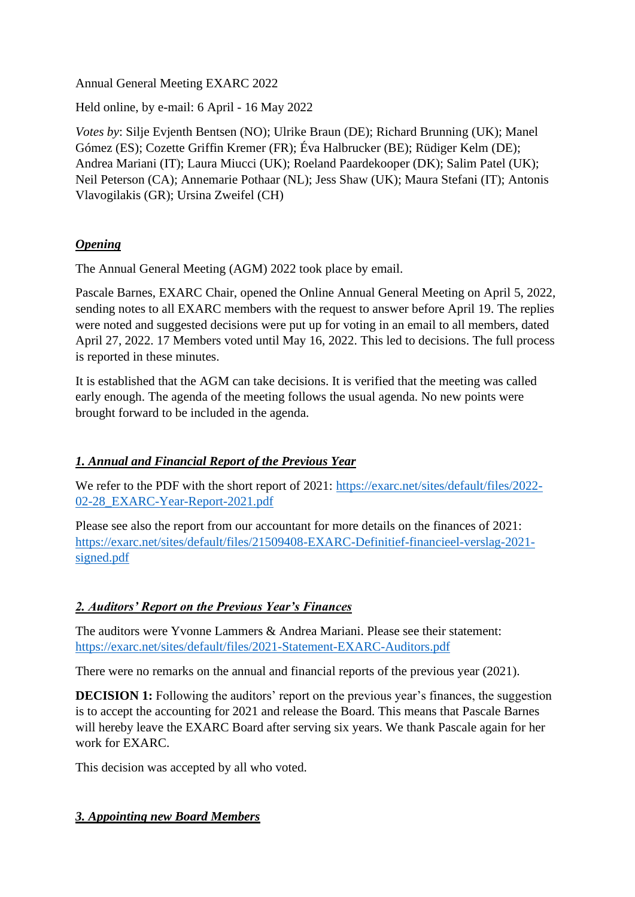Annual General Meeting EXARC 2022

Held online, by e-mail: 6 April - 16 May 2022

*Votes by*: Silje Evjenth Bentsen (NO); Ulrike Braun (DE); Richard Brunning (UK); Manel Gómez (ES); Cozette Griffin Kremer (FR); Éva Halbrucker (BE); Rüdiger Kelm (DE); Andrea Mariani (IT); Laura Miucci (UK); Roeland Paardekooper (DK); Salim Patel (UK); Neil Peterson (CA); Annemarie Pothaar (NL); Jess Shaw (UK); Maura Stefani (IT); Antonis Vlavogilakis (GR); Ursina Zweifel (CH)

## ***Opening***

The Annual General Meeting (AGM) 2022 took place by email.

Pascale Barnes, EXARC Chair, opened the Online Annual General Meeting on April 5, 2022, sending notes to all EXARC members with the request to answer before April 19. The replies were noted and suggested decisions were put up for voting in an email to all members, dated April 27, 2022. 17 Members voted until May 16, 2022. This led to decisions. The full process is reported in these minutes.

It is established that the AGM can take decisions. It is verified that the meeting was called early enough. The agenda of the meeting follows the usual agenda. No new points were brought forward to be included in the agenda.

## ***1. Annual and Financial Report of the Previous Year***

We refer to the PDF with the short report of 2021: https://exarc.net/sites/default/files/2022-02-28_EXARC-Year-Report-2021.pdf

Please see also the report from our accountant for more details on the finances of 2021: https://exarc.net/sites/default/files/21509408-EXARC-Definitief-financieel-verslag-2021-signed.pdf

## ***2. Auditors' Report on the Previous Year's Finances***

The auditors were Yvonne Lammers & Andrea Mariani. Please see their statement: https://exarc.net/sites/default/files/2021-Statement-EXARC-Auditors.pdf

There were no remarks on the annual and financial reports of the previous year (2021).

**DECISION 1:** Following the auditors' report on the previous year's finances, the suggestion is to accept the accounting for 2021 and release the Board. This means that Pascale Barnes will hereby leave the EXARC Board after serving six years. We thank Pascale again for her work for EXARC.

This decision was accepted by all who voted.

## ***3. Appointing new Board Members***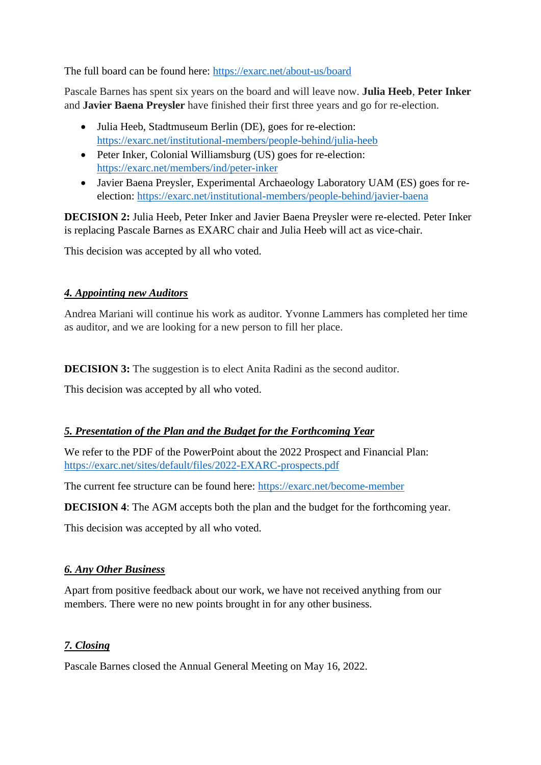The full board can be found here: https://exarc.net/about-us/board

Pascale Barnes has spent six years on the board and will leave now. **Julia Heeb**, **Peter Inker** and **Javier Baena Preysler** have finished their first three years and go for re-election.

- Julia Heeb, Stadtmuseum Berlin (DE), goes for re-election: https://exarc.net/institutional-members/people-behind/julia-heeb
- Peter Inker, Colonial Williamsburg (US) goes for re-election: https://exarc.net/members/ind/peter-inker
- Javier Baena Preysler, Experimental Archaeology Laboratory UAM (ES) goes for re-election: https://exarc.net/institutional-members/people-behind/javier-baena

**DECISION 2:** Julia Heeb, Peter Inker and Javier Baena Preysler were re-elected. Peter Inker is replacing Pascale Barnes as EXARC chair and Julia Heeb will act as vice-chair.

This decision was accepted by all who voted.

## ***4. Appointing new Auditors***

Andrea Mariani will continue his work as auditor. Yvonne Lammers has completed her time as auditor, and we are looking for a new person to fill her place.

**DECISION 3:** The suggestion is to elect Anita Radini as the second auditor.

This decision was accepted by all who voted.

## ***5. Presentation of the Plan and the Budget for the Forthcoming Year***

We refer to the PDF of the PowerPoint about the 2022 Prospect and Financial Plan: https://exarc.net/sites/default/files/2022-EXARC-prospects.pdf

The current fee structure can be found here: https://exarc.net/become-member

**DECISION 4**: The AGM accepts both the plan and the budget for the forthcoming year.

This decision was accepted by all who voted.

## ***6. Any Other Business***

Apart from positive feedback about our work, we have not received anything from our members. There were no new points brought in for any other business.

## ***7. Closing***

Pascale Barnes closed the Annual General Meeting on May 16, 2022.